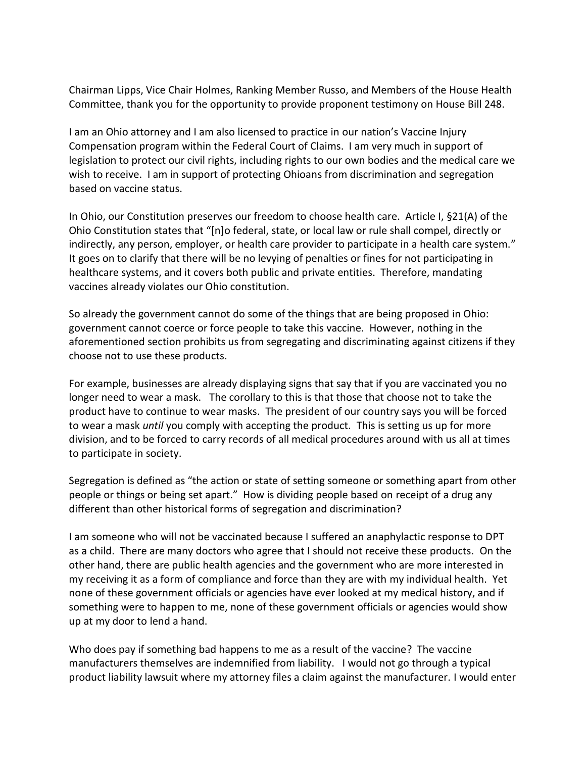Chairman Lipps, Vice Chair Holmes, Ranking Member Russo, and Members of the House Health Committee, thank you for the opportunity to provide proponent testimony on House Bill 248.

I am an Ohio attorney and I am also licensed to practice in our nation's Vaccine Injury Compensation program within the Federal Court of Claims. I am very much in support of legislation to protect our civil rights, including rights to our own bodies and the medical care we wish to receive. I am in support of protecting Ohioans from discrimination and segregation based on vaccine status.

In Ohio, our Constitution preserves our freedom to choose health care. Article I, §21(A) of the Ohio Constitution states that "[n]o federal, state, or local law or rule shall compel, directly or indirectly, any person, employer, or health care provider to participate in a health care system." It goes on to clarify that there will be no levying of penalties or fines for not participating in healthcare systems, and it covers both public and private entities. Therefore, mandating vaccines already violates our Ohio constitution.

So already the government cannot do some of the things that are being proposed in Ohio: government cannot coerce or force people to take this vaccine. However, nothing in the aforementioned section prohibits us from segregating and discriminating against citizens if they choose not to use these products.

For example, businesses are already displaying signs that say that if you are vaccinated you no longer need to wear a mask. The corollary to this is that those that choose not to take the product have to continue to wear masks. The president of our country says you will be forced to wear a mask *until* you comply with accepting the product. This is setting us up for more division, and to be forced to carry records of all medical procedures around with us all at times to participate in society.

Segregation is defined as "the action or state of setting someone or something apart from other people or things or being set apart." How is dividing people based on receipt of a drug any different than other historical forms of segregation and discrimination?

I am someone who will not be vaccinated because I suffered an anaphylactic response to DPT as a child. There are many doctors who agree that I should not receive these products. On the other hand, there are public health agencies and the government who are more interested in my receiving it as a form of compliance and force than they are with my individual health. Yet none of these government officials or agencies have ever looked at my medical history, and if something were to happen to me, none of these government officials or agencies would show up at my door to lend a hand.

Who does pay if something bad happens to me as a result of the vaccine? The vaccine manufacturers themselves are indemnified from liability. I would not go through a typical product liability lawsuit where my attorney files a claim against the manufacturer. I would enter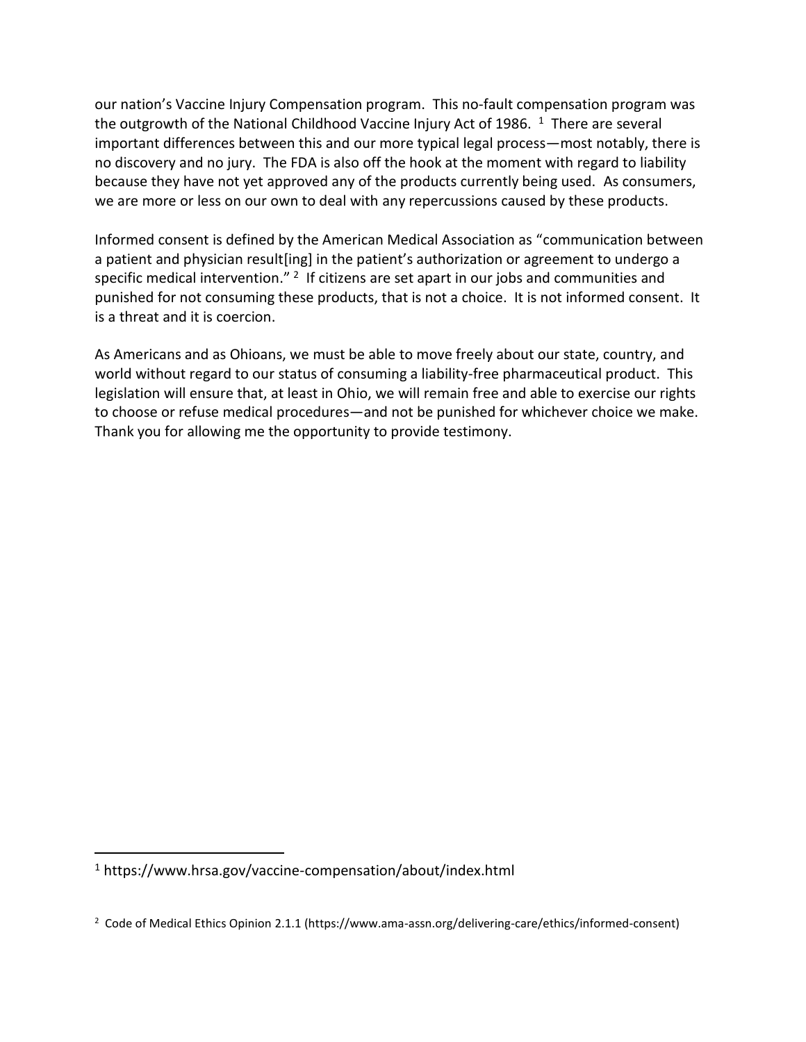our nation's Vaccine Injury Compensation program. This no-fault compensation program was the outgrowth of the National Childhood Vaccine Injury Act of 1986. [1] There are several important differences between this and our more typical legal process—most notably, there is no discovery and no jury. The FDA is also off the hook at the moment with regard to liability because they have not yet approved any of the products currently being used. As consumers, we are more or less on our own to deal with any repercussions caused by these products.

Informed consent is defined by the American Medical Association as "communication between a patient and physician result[ing] in the patient's authorization or agreement to undergo a specific medical intervention." [2] If citizens are set apart in our jobs and communities and punished for not consuming these products, that is not a choice. It is not informed consent. It is a threat and it is coercion.

As Americans and as Ohioans, we must be able to move freely about our state, country, and world without regard to our status of consuming a liability-free pharmaceutical product. This legislation will ensure that, at least in Ohio, we will remain free and able to exercise our rights to choose or refuse medical procedures—and not be punished for whichever choice we make. Thank you for allowing me the opportunity to provide testimony.

---

[1] https://www.hrsa.gov/vaccine-compensation/about/index.html

[2] Code of Medical Ethics Opinion 2.1.1 (https://www.ama-assn.org/delivering-care/ethics/informed-consent)